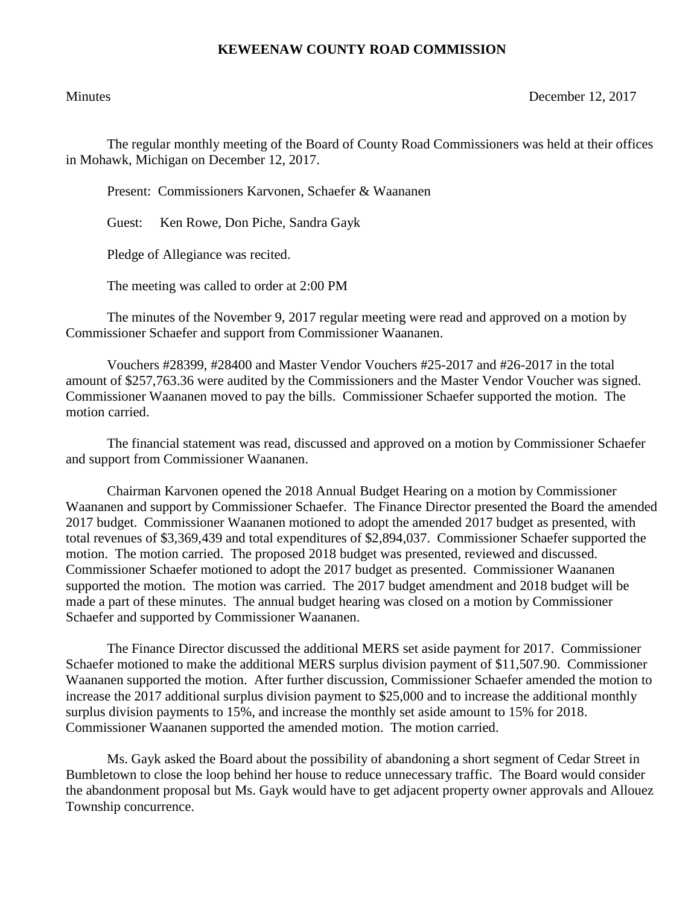# KEWEENAW COUNTY ROAD COMMISSION

Minutes December 12, 2017

The regular monthly meeting of the Board of County Road Commissioners was held at their offices in Mohawk, Michigan on December 12, 2017.

Present: Commissioners Karvonen, Schaefer & Waananen

Guest: Ken Rowe, Don Piche, Sandra Gayk

Pledge of Allegiance was recited.

The meeting was called to order at 2:00 PM

The minutes of the November 9, 2017 regular meeting were read and approved on a motion by Commissioner Schaefer and support from Commissioner Waananen.

Vouchers #28399, #28400 and Master Vendor Vouchers #25-2017 and #26-2017 in the total amount of $257,763.36 were audited by the Commissioners and the Master Vendor Voucher was signed. Commissioner Waananen moved to pay the bills. Commissioner Schaefer supported the motion. The motion carried.

The financial statement was read, discussed and approved on a motion by Commissioner Schaefer and support from Commissioner Waananen.

Chairman Karvonen opened the 2018 Annual Budget Hearing on a motion by Commissioner Waananen and support by Commissioner Schaefer. The Finance Director presented the Board the amended 2017 budget. Commissioner Waananen motioned to adopt the amended 2017 budget as presented, with total revenues of $3,369,439 and total expenditures of $2,894,037. Commissioner Schaefer supported the motion. The motion carried. The proposed 2018 budget was presented, reviewed and discussed. Commissioner Schaefer motioned to adopt the 2017 budget as presented. Commissioner Waananen supported the motion. The motion was carried. The 2017 budget amendment and 2018 budget will be made a part of these minutes. The annual budget hearing was closed on a motion by Commissioner Schaefer and supported by Commissioner Waananen.

The Finance Director discussed the additional MERS set aside payment for 2017. Commissioner Schaefer motioned to make the additional MERS surplus division payment of $11,507.90. Commissioner Waananen supported the motion. After further discussion, Commissioner Schaefer amended the motion to increase the 2017 additional surplus division payment to $25,000 and to increase the additional monthly surplus division payments to 15%, and increase the monthly set aside amount to 15% for 2018. Commissioner Waananen supported the amended motion. The motion carried.

Ms. Gayk asked the Board about the possibility of abandoning a short segment of Cedar Street in Bumbletown to close the loop behind her house to reduce unnecessary traffic. The Board would consider the abandonment proposal but Ms. Gayk would have to get adjacent property owner approvals and Allouez Township concurrence.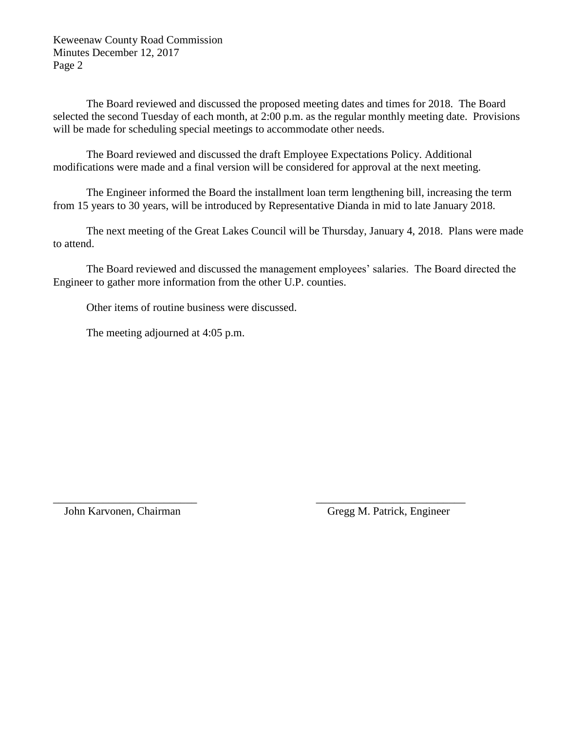The Board reviewed and discussed the proposed meeting dates and times for 2018. The Board selected the second Tuesday of each month, at 2:00 p.m. as the regular monthly meeting date. Provisions will be made for scheduling special meetings to accommodate other needs.

The Board reviewed and discussed the draft Employee Expectations Policy. Additional modifications were made and a final version will be considered for approval at the next meeting.

The Engineer informed the Board the installment loan term lengthening bill, increasing the term from 15 years to 30 years, will be introduced by Representative Dianda in mid to late January 2018.

The next meeting of the Great Lakes Council will be Thursday, January 4, 2018. Plans were made to attend.

The Board reviewed and discussed the management employees' salaries. The Board directed the Engineer to gather more information from the other U.P. counties.

Other items of routine business were discussed.

The meeting adjourned at 4:05 p.m.

\_\_\_\_\_\_\_\_\_\_\_\_\_\_\_\_\_\_\_\_\_\_\_\_\_\_
John Karvonen, Chairman

\_\_\_\_\_\_\_\_\_\_\_\_\_\_\_\_\_\_\_\_\_\_\_\_\_\_
Gregg M. Patrick, Engineer